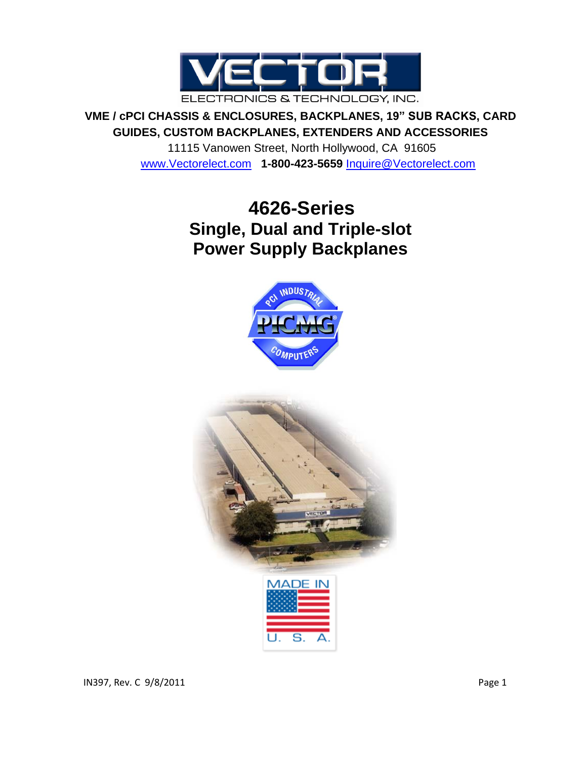VECTOR

ELECTRONICS & TECHNOLOGY, INC.

**VME / cPCI CHASSIS & ENCLOSURES, BACKPLANES, 19" SUB RACKS, CARD GUIDES, CUSTOM BACKPLANES, EXTENDERS AND ACCESSORIES**

11115 Vanowen Street, North Hollywood, CA 91605

www.Vectorelect.com **1-800-423-5659** Inquire@Vectorelect.com

# 4626-Series
# Single, Dual and Triple-slot Power Supply Backplanes

IN397, Rev. C 9/8/2011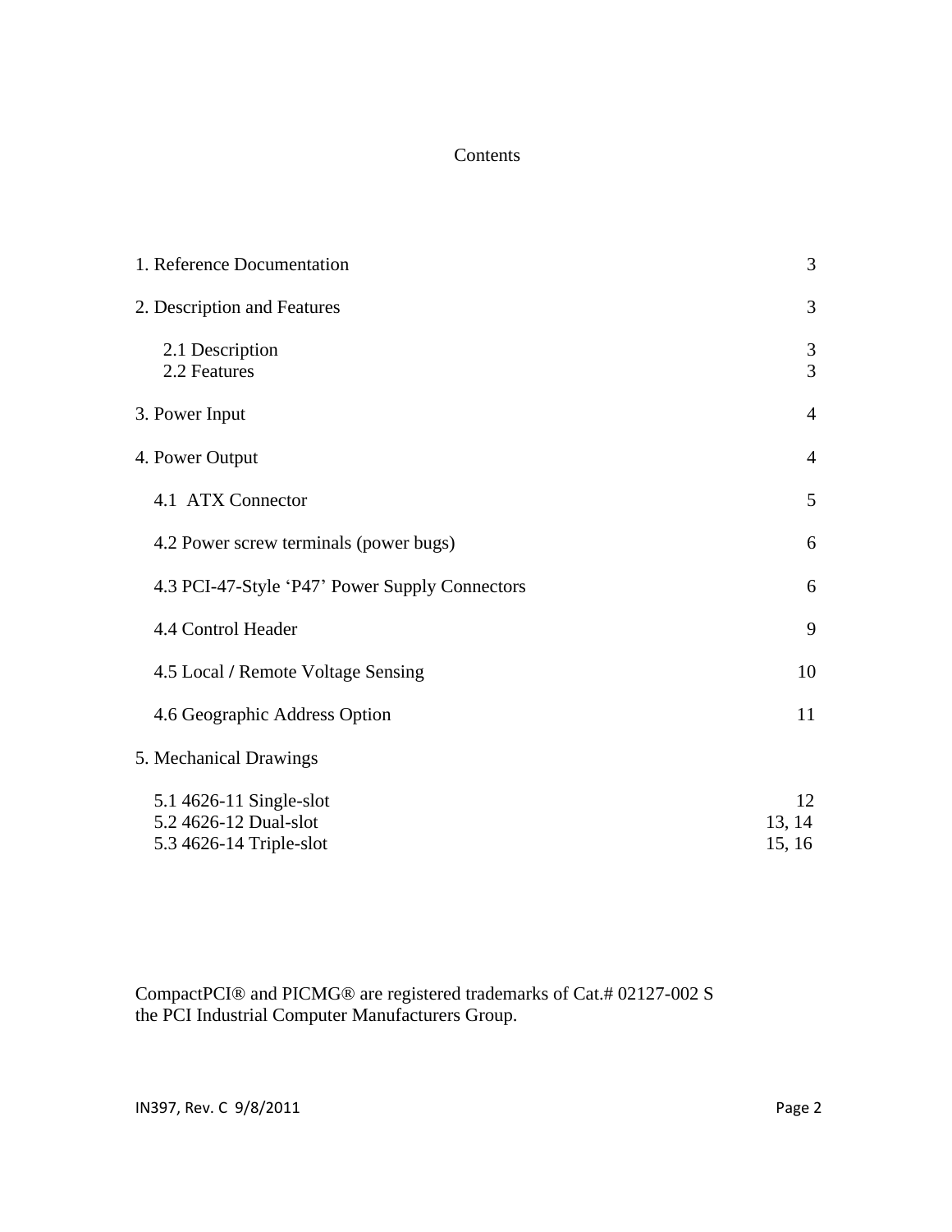# Contents

| | |
|---|---|
| 1. Reference Documentation | 3 |
| 2. Description and Features | 3 |
| 2.1 Description | 3 |
| 2.2 Features | 3 |
| 3. Power Input | 4 |
| 4. Power Output | 4 |
| 4.1 ATX Connector | 5 |
| 4.2 Power screw terminals (power bugs) | 6 |
| 4.3 PCI-47-Style 'P47' Power Supply Connectors | 6 |
| 4.4 Control Header | 9 |
| 4.5 Local / Remote Voltage Sensing | 10 |
| 4.6 Geographic Address Option | 11 |
| 5. Mechanical Drawings | |
| 5.1 4626-11 Single-slot | 12 |
| 5.2 4626-12 Dual-slot | 13, 14 |
| 5.3 4626-14 Triple-slot | 15, 16 |

CompactPCI® and PICMG® are registered trademarks of Cat.# 02127-002 S
the PCI Industrial Computer Manufacturers Group.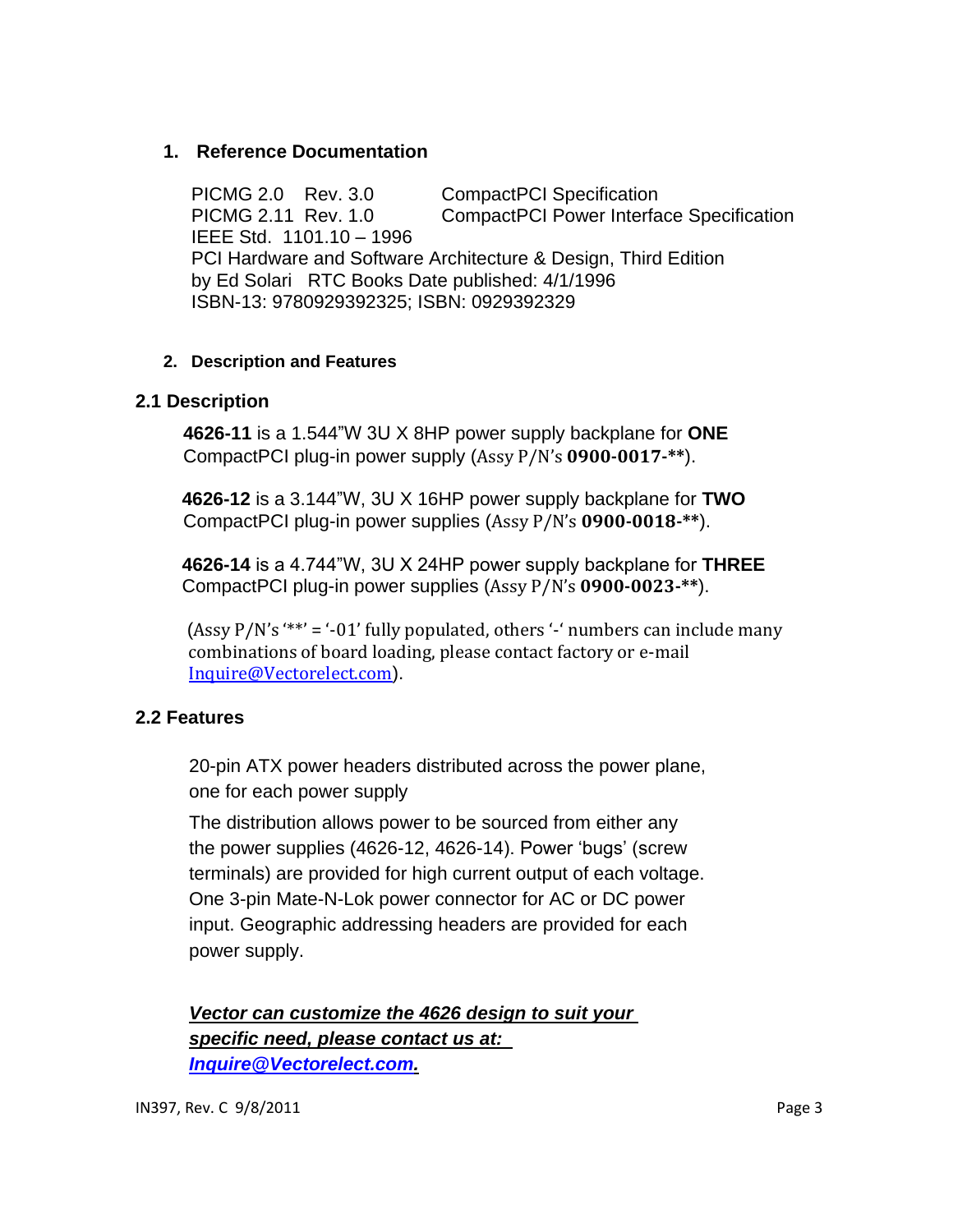## 1. Reference Documentation

PICMG 2.0 Rev. 3.0 CompactPCI Specification
PICMG 2.11 Rev. 1.0 CompactPCI Power Interface Specification
IEEE Std. 1101.10 – 1996
PCI Hardware and Software Architecture & Design, Third Edition
by Ed Solari RTC Books Date published: 4/1/1996
ISBN-13: 9780929392325; ISBN: 0929392329

## 2. Description and Features

### 2.1 Description

**4626-11** is a 1.544"W 3U X 8HP power supply backplane for **ONE** CompactPCI plug-in power supply (Assy P/N's **0900-0017-****).

**4626-12** is a 3.144"W, 3U X 16HP power supply backplane for **TWO** CompactPCI plug-in power supplies (Assy P/N's **0900-0018-****).

**4626-14** is a 4.744"W, 3U X 24HP power supply backplane for **THREE** CompactPCI plug-in power supplies (Assy P/N's **0900-0023-****).

(Assy P/N's '**' = '-01' fully populated, others '-' numbers can include many combinations of board loading, please contact factory or e-mail Inquire@Vectorelect.com).

### 2.2 Features

20-pin ATX power headers distributed across the power plane, one for each power supply

The distribution allows power to be sourced from either any the power supplies (4626-12, 4626-14). Power 'bugs' (screw terminals) are provided for high current output of each voltage. One 3-pin Mate-N-Lok power connector for AC or DC power input. Geographic addressing headers are provided for each power supply.

***Vector can customize the 4626 design to suit your specific need, please contact us at: Inquire@Vectorelect.com.***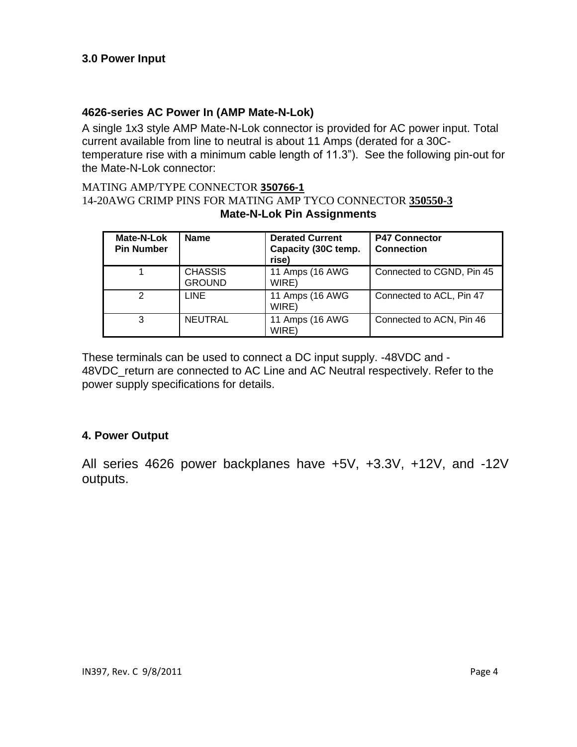## 3.0 Power Input

### 4626-series AC Power In (AMP Mate-N-Lok)

A single 1x3 style AMP Mate-N-Lok connector is provided for AC power input. Total current available from line to neutral is about 11 Amps (derated for a 30C-temperature rise with a minimum cable length of 11.3"). See the following pin-out for the Mate-N-Lok connector:

MATING AMP/TYPE CONNECTOR **350766-1**
14-20AWG CRIMP PINS FOR MATING AMP TYCO CONNECTOR **350550-3**

**Mate-N-Lok Pin Assignments**

| Mate-N-Lok Pin Number | Name | Derated Current Capacity (30C temp. rise) | P47 Connector Connection |
|---|---|---|---|
| 1 | CHASSIS GROUND | 11 Amps (16 AWG WIRE) | Connected to CGND, Pin 45 |
| 2 | LINE | 11 Amps (16 AWG WIRE) | Connected to ACL, Pin 47 |
| 3 | NEUTRAL | 11 Amps (16 AWG WIRE) | Connected to ACN, Pin 46 |

These terminals can be used to connect a DC input supply. -48VDC and -48VDC_return are connected to AC Line and AC Neutral respectively. Refer to the power supply specifications for details.

## 4. Power Output

All series 4626 power backplanes have +5V, +3.3V, +12V, and -12V outputs.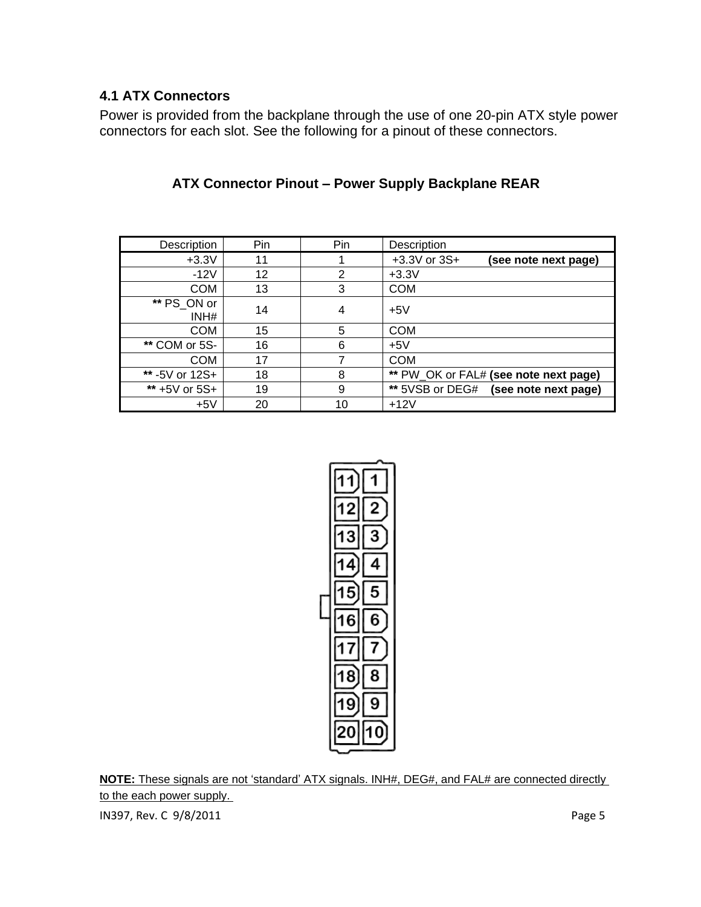### 4.1 ATX Connectors

Power is provided from the backplane through the use of one 20-pin ATX style power connectors for each slot. See the following for a pinout of these connectors.

**ATX Connector Pinout – Power Supply Backplane REAR**

| Description | Pin | Pin | Description |
|---|---|---|---|
| +3.3V | 11 | 1 | +3.3V or 3S+ **(see note next page)** |
| -12V | 12 | 2 | +3.3V |
| COM | 13 | 3 | COM |
| **\*\*** PS_ON or INH# | 14 | 4 | +5V |
| COM | 15 | 5 | COM |
| **\*\*** COM or 5S- | 16 | 6 | +5V |
| COM | 17 | 7 | COM |
| **\*\*** -5V or 12S+ | 18 | 8 | **\*\*** PW_OK or FAL# **(see note next page)** |
| **\*\*** +5V or 5S+ | 19 | 9 | **\*\*** 5VSB or DEG# **(see note next page)** |
| +5V | 20 | 10 | +12V |

**NOTE:** These signals are not 'standard' ATX signals. INH#, DEG#, and FAL# are connected directly to the each power supply.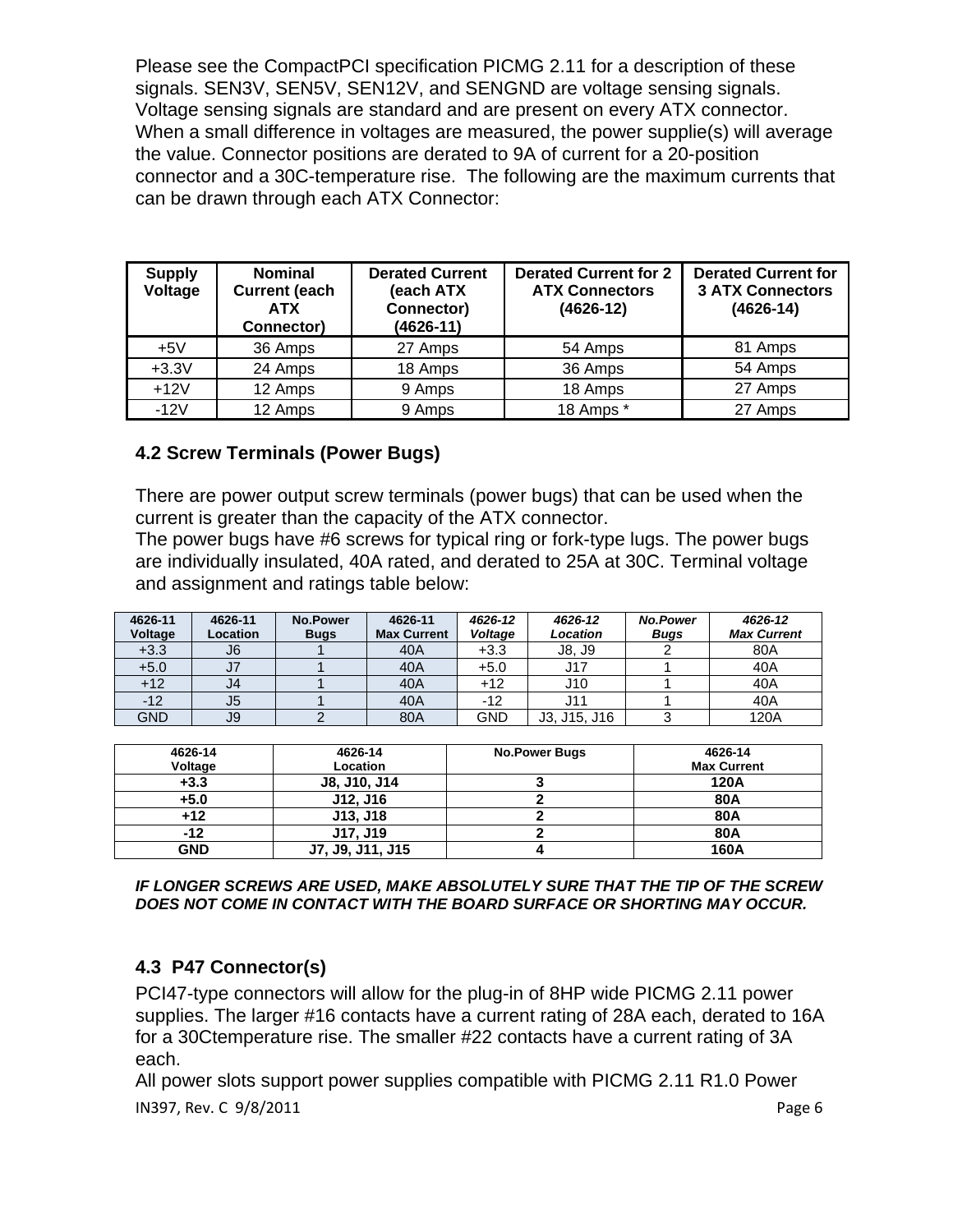Please see the CompactPCI specification PICMG 2.11 for a description of these signals. SEN3V, SEN5V, SEN12V, and SENGND are voltage sensing signals. Voltage sensing signals are standard and are present on every ATX connector. When a small difference in voltages are measured, the power supplie(s) will average the value. Connector positions are derated to 9A of current for a 20-position connector and a 30C-temperature rise. The following are the maximum currents that can be drawn through each ATX Connector:

| Supply Voltage | Nominal Current (each ATX Connector) | Derated Current (each ATX Connector) (4626-11) | Derated Current for 2 ATX Connectors (4626-12) | Derated Current for 3 ATX Connectors (4626-14) |
|---|---|---|---|---|
| +5V | 36 Amps | 27 Amps | 54 Amps | 81 Amps |
| +3.3V | 24 Amps | 18 Amps | 36 Amps | 54 Amps |
| +12V | 12 Amps | 9 Amps | 18 Amps | 27 Amps |
| -12V | 12 Amps | 9 Amps | 18 Amps * | 27 Amps |

### 4.2 Screw Terminals (Power Bugs)

There are power output screw terminals (power bugs) that can be used when the current is greater than the capacity of the ATX connector.
The power bugs have #6 screws for typical ring or fork-type lugs. The power bugs are individually insulated, 40A rated, and derated to 25A at 30C. Terminal voltage and assignment and ratings table below:

| 4626-11 Voltage | 4626-11 Location | No.Power Bugs | 4626-11 Max Current | *4626-12 Voltage* | *4626-12 Location* | *No.Power Bugs* | *4626-12 Max Current* |
|---|---|---|---|---|---|---|---|
| +3.3 | J6 | 1 | 40A | +3.3 | J8, J9 | 2 | 80A |
| +5.0 | J7 | 1 | 40A | +5.0 | J17 | 1 | 40A |
| +12 | J4 | 1 | 40A | +12 | J10 | 1 | 40A |
| -12 | J5 | 1 | 40A | -12 | J11 | 1 | 40A |
| GND | J9 | 2 | 80A | GND | J3, J15, J16 | 3 | 120A |

| 4626-14 Voltage | 4626-14 Location | No.Power Bugs | 4626-14 Max Current |
|---|---|---|---|
| **+3.3** | **J8, J10, J14** | **3** | **120A** |
| **+5.0** | **J12, J16** | **2** | **80A** |
| **+12** | **J13, J18** | **2** | **80A** |
| **-12** | **J17, J19** | **2** | **80A** |
| **GND** | **J7, J9, J11, J15** | **4** | **160A** |

***IF LONGER SCREWS ARE USED, MAKE ABSOLUTELY SURE THAT THE TIP OF THE SCREW DOES NOT COME IN CONTACT WITH THE BOARD SURFACE OR SHORTING MAY OCCUR.***

### 4.3 P47 Connector(s)

PCI47-type connectors will allow for the plug-in of 8HP wide PICMG 2.11 power supplies. The larger #16 contacts have a current rating of 28A each, derated to 16A for a 30Ctemperature rise. The smaller #22 contacts have a current rating of 3A each.
All power slots support power supplies compatible with PICMG 2.11 R1.0 Power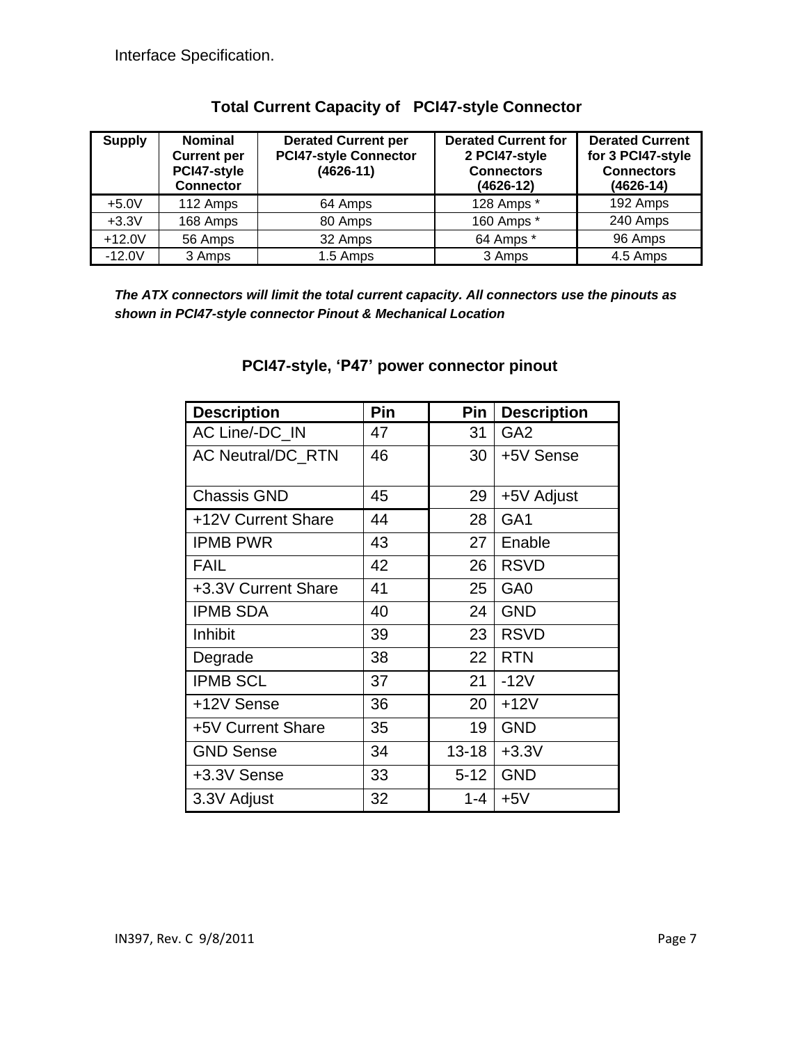Interface Specification.

## Total Current Capacity of PCI47-style Connector

| Supply | Nominal Current per PCI47-style Connector | Derated Current per PCI47-style Connector (4626-11) | Derated Current for 2 PCI47-style Connectors (4626-12) | Derated Current for 3 PCI47-style Connectors (4626-14) |
|---|---|---|---|---|
| +5.0V | 112 Amps | 64 Amps | 128 Amps * | 192 Amps |
| +3.3V | 168 Amps | 80 Amps | 160 Amps * | 240 Amps |
| +12.0V | 56 Amps | 32 Amps | 64 Amps * | 96 Amps |
| -12.0V | 3 Amps | 1.5 Amps | 3 Amps | 4.5 Amps |

***The ATX connectors will limit the total current capacity. All connectors use the pinouts as shown in PCI47-style connector Pinout & Mechanical Location***

## PCI47-style, 'P47' power connector pinout

| Description | Pin | Pin | Description |
|---|---|---|---|
| AC Line/-DC_IN | 47 | 31 | GA2 |
| AC Neutral/DC_RTN | 46 | 30 | +5V Sense |
| Chassis GND | 45 | 29 | +5V Adjust |
| +12V Current Share | 44 | 28 | GA1 |
| IPMB PWR | 43 | 27 | Enable |
| FAIL | 42 | 26 | RSVD |
| +3.3V Current Share | 41 | 25 | GA0 |
| IPMB SDA | 40 | 24 | GND |
| Inhibit | 39 | 23 | RSVD |
| Degrade | 38 | 22 | RTN |
| IPMB SCL | 37 | 21 | -12V |
| +12V Sense | 36 | 20 | +12V |
| +5V Current Share | 35 | 19 | GND |
| GND Sense | 34 | 13-18 | +3.3V |
| +3.3V Sense | 33 | 5-12 | GND |
| 3.3V Adjust | 32 | 1-4 | +5V |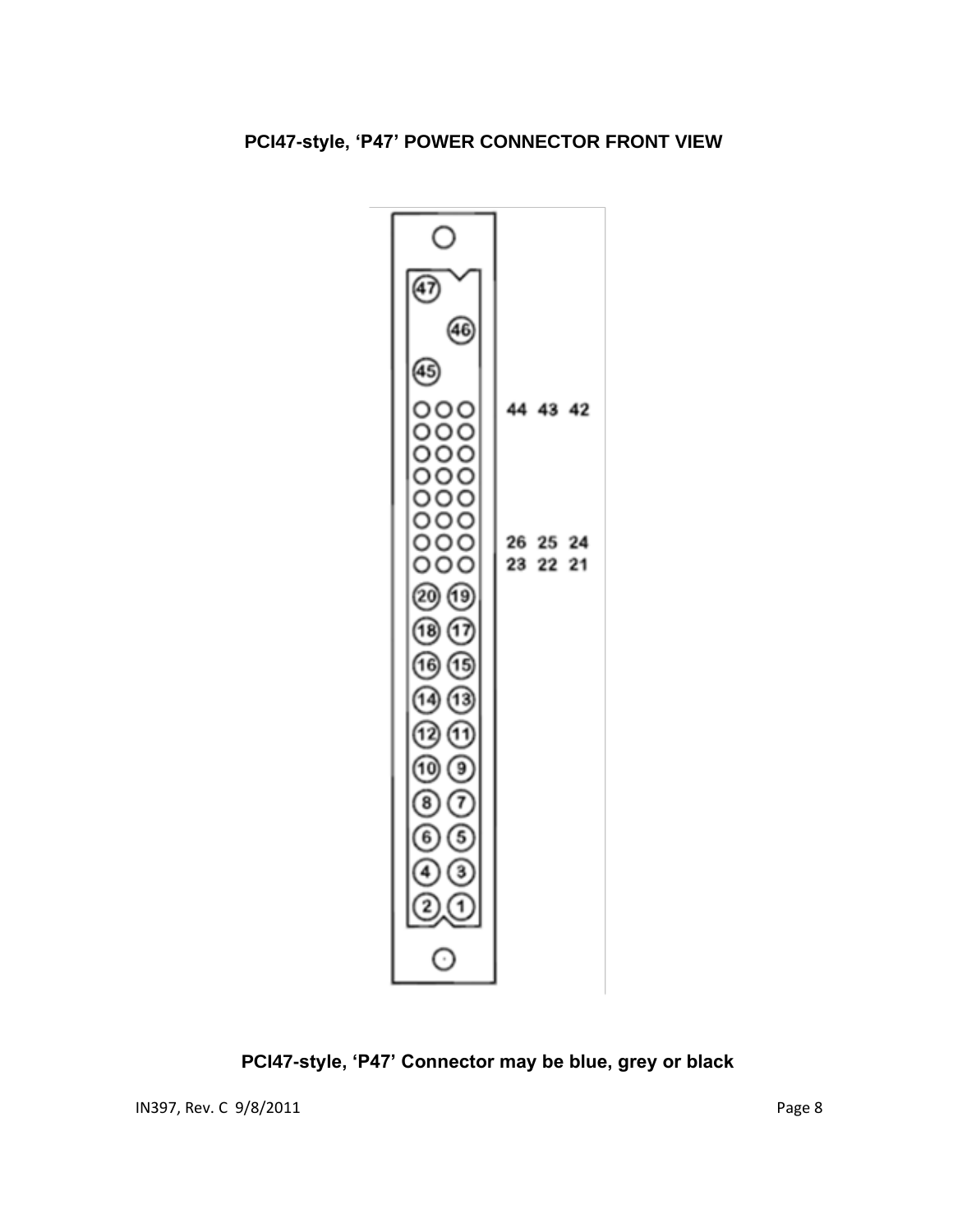**PCI47-style, 'P47' POWER CONNECTOR FRONT VIEW**

44 43 42

26 25 24

23 22 21

**PCI47-style, 'P47' Connector may be blue, grey or black**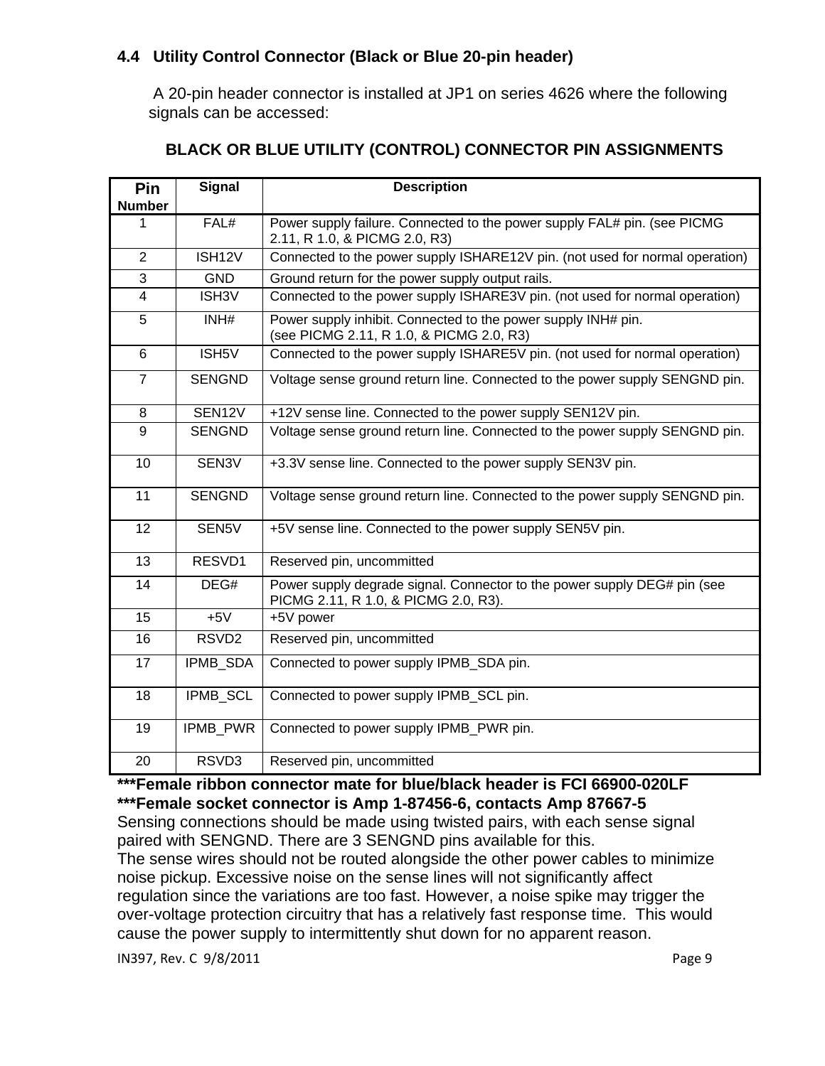### 4.4 Utility Control Connector (Black or Blue 20-pin header)

A 20-pin header connector is installed at JP1 on series 4626 where the following signals can be accessed:

**BLACK OR BLUE UTILITY (CONTROL) CONNECTOR PIN ASSIGNMENTS**

| Pin Number | Signal | Description |
|---|---|---|
| 1 | FAL# | Power supply failure. Connected to the power supply FAL# pin. (see PICMG 2.11, R 1.0, & PICMG 2.0, R3) |
| 2 | ISH12V | Connected to the power supply ISHARE12V pin. (not used for normal operation) |
| 3 | GND | Ground return for the power supply output rails. |
| 4 | ISH3V | Connected to the power supply ISHARE3V pin. (not used for normal operation) |
| 5 | INH# | Power supply inhibit. Connected to the power supply INH# pin. (see PICMG 2.11, R 1.0, & PICMG 2.0, R3) |
| 6 | ISH5V | Connected to the power supply ISHARE5V pin. (not used for normal operation) |
| 7 | SENGND | Voltage sense ground return line. Connected to the power supply SENGND pin. |
| 8 | SEN12V | +12V sense line. Connected to the power supply SEN12V pin. |
| 9 | SENGND | Voltage sense ground return line. Connected to the power supply SENGND pin. |
| 10 | SEN3V | +3.3V sense line. Connected to the power supply SEN3V pin. |
| 11 | SENGND | Voltage sense ground return line. Connected to the power supply SENGND pin. |
| 12 | SEN5V | +5V sense line. Connected to the power supply SEN5V pin. |
| 13 | RESVD1 | Reserved pin, uncommitted |
| 14 | DEG# | Power supply degrade signal. Connector to the power supply DEG# pin (see PICMG 2.11, R 1.0, & PICMG 2.0, R3). |
| 15 | +5V | +5V power |
| 16 | RSVD2 | Reserved pin, uncommitted |
| 17 | IPMB_SDA | Connected to power supply IPMB_SDA pin. |
| 18 | IPMB_SCL | Connected to power supply IPMB_SCL pin. |
| 19 | IPMB_PWR | Connected to power supply IPMB_PWR pin. |
| 20 | RSVD3 | Reserved pin, uncommitted |

**\*\*\*Female ribbon connector mate for blue/black header is FCI 66900-020LF**
**\*\*\*Female socket connector is Amp 1-87456-6, contacts Amp 87667-5**

Sensing connections should be made using twisted pairs, with each sense signal paired with SENGND. There are 3 SENGND pins available for this.
The sense wires should not be routed alongside the other power cables to minimize noise pickup. Excessive noise on the sense lines will not significantly affect regulation since the variations are too fast. However, a noise spike may trigger the over-voltage protection circuitry that has a relatively fast response time. This would cause the power supply to intermittently shut down for no apparent reason.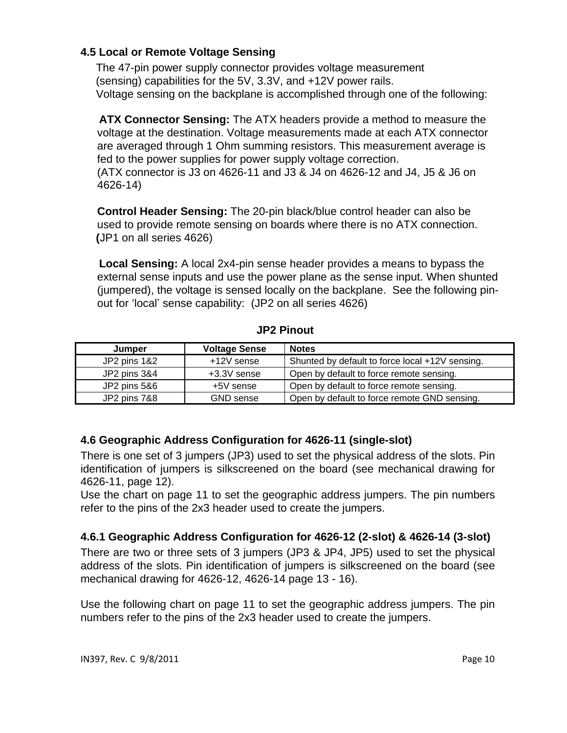### 4.5 Local or Remote Voltage Sensing

The 47-pin power supply connector provides voltage measurement (sensing) capabilities for the 5V, 3.3V, and +12V power rails.
Voltage sensing on the backplane is accomplished through one of the following:

**ATX Connector Sensing:** The ATX headers provide a method to measure the voltage at the destination. Voltage measurements made at each ATX connector are averaged through 1 Ohm summing resistors. This measurement average is fed to the power supplies for power supply voltage correction.
(ATX connector is J3 on 4626-11 and J3 & J4 on 4626-12 and J4, J5 & J6 on 4626-14)

**Control Header Sensing:** The 20-pin black/blue control header can also be used to provide remote sensing on boards where there is no ATX connection. **(**JP1 on all series 4626)

**Local Sensing:** A local 2x4-pin sense header provides a means to bypass the external sense inputs and use the power plane as the sense input. When shunted (jumpered), the voltage is sensed locally on the backplane. See the following pin-out for 'local' sense capability: (JP2 on all series 4626)

**JP2 Pinout**

| Jumper | Voltage Sense | Notes |
|---|---|---|
| JP2 pins 1&2 | +12V sense | Shunted by default to force local +12V sensing. |
| JP2 pins 3&4 | +3.3V sense | Open by default to force remote sensing. |
| JP2 pins 5&6 | +5V sense | Open by default to force remote sensing. |
| JP2 pins 7&8 | GND sense | Open by default to force remote GND sensing. |

### 4.6 Geographic Address Configuration for 4626-11 (single-slot)

There is one set of 3 jumpers (JP3) used to set the physical address of the slots. Pin identification of jumpers is silkscreened on the board (see mechanical drawing for 4626-11, page 12).
Use the chart on page 11 to set the geographic address jumpers. The pin numbers refer to the pins of the 2x3 header used to create the jumpers.

#### 4.6.1 Geographic Address Configuration for 4626-12 (2-slot) & 4626-14 (3-slot)

There are two or three sets of 3 jumpers (JP3 & JP4, JP5) used to set the physical address of the slots. Pin identification of jumpers is silkscreened on the board (see mechanical drawing for 4626-12, 4626-14 page 13 - 16).

Use the following chart on page 11 to set the geographic address jumpers. The pin numbers refer to the pins of the 2x3 header used to create the jumpers.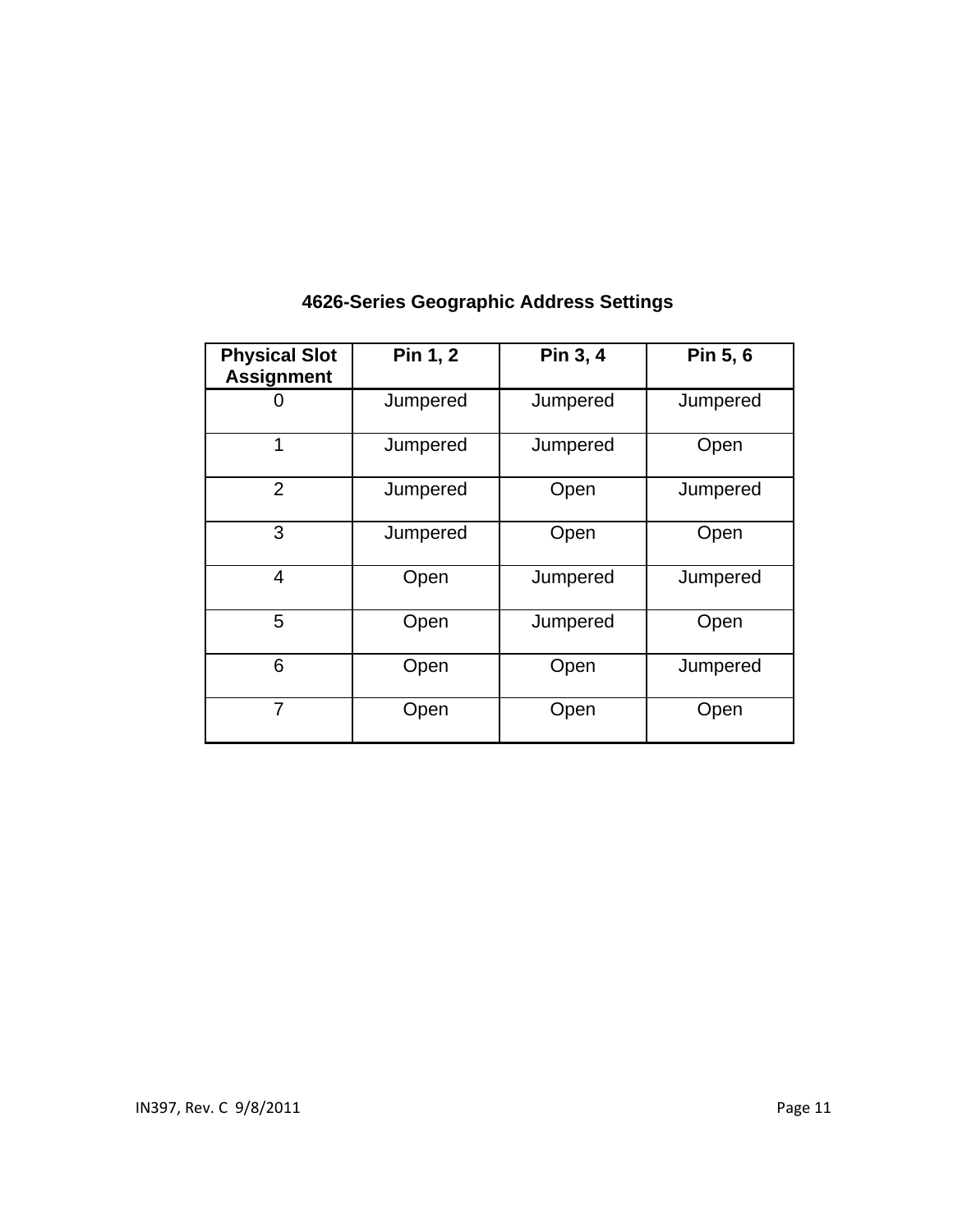### 4626-Series Geographic Address Settings

| Physical Slot Assignment | Pin 1, 2 | Pin 3, 4 | Pin 5, 6 |
|---|---|---|---|
| 0 | Jumpered | Jumpered | Jumpered |
| 1 | Jumpered | Jumpered | Open |
| 2 | Jumpered | Open | Jumpered |
| 3 | Jumpered | Open | Open |
| 4 | Open | Jumpered | Jumpered |
| 5 | Open | Jumpered | Open |
| 6 | Open | Open | Jumpered |
| 7 | Open | Open | Open |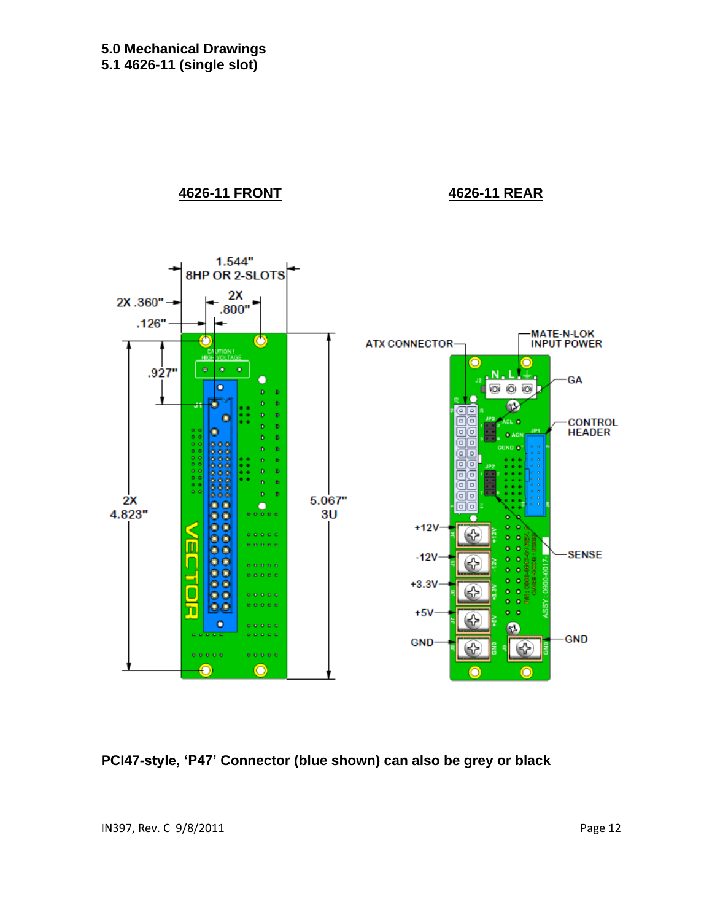## 5.0 Mechanical Drawings

### 5.1 4626-11 (single slot)

**4626-11 FRONT** **4626-11 REAR**

1.544"
8HP OR 2-SLOTS

2X .360"

2X
.800"

.126"

.927"

2X
4.823"

5.067"
3U

ATX CONNECTOR

MATE-N-LOK
INPUT POWER

GA

CONTROL
HEADER

+12V

-12V

+3.3V

+5V

GND

SENSE

GND

**PCI47-style, 'P47' Connector (blue shown) can also be grey or black**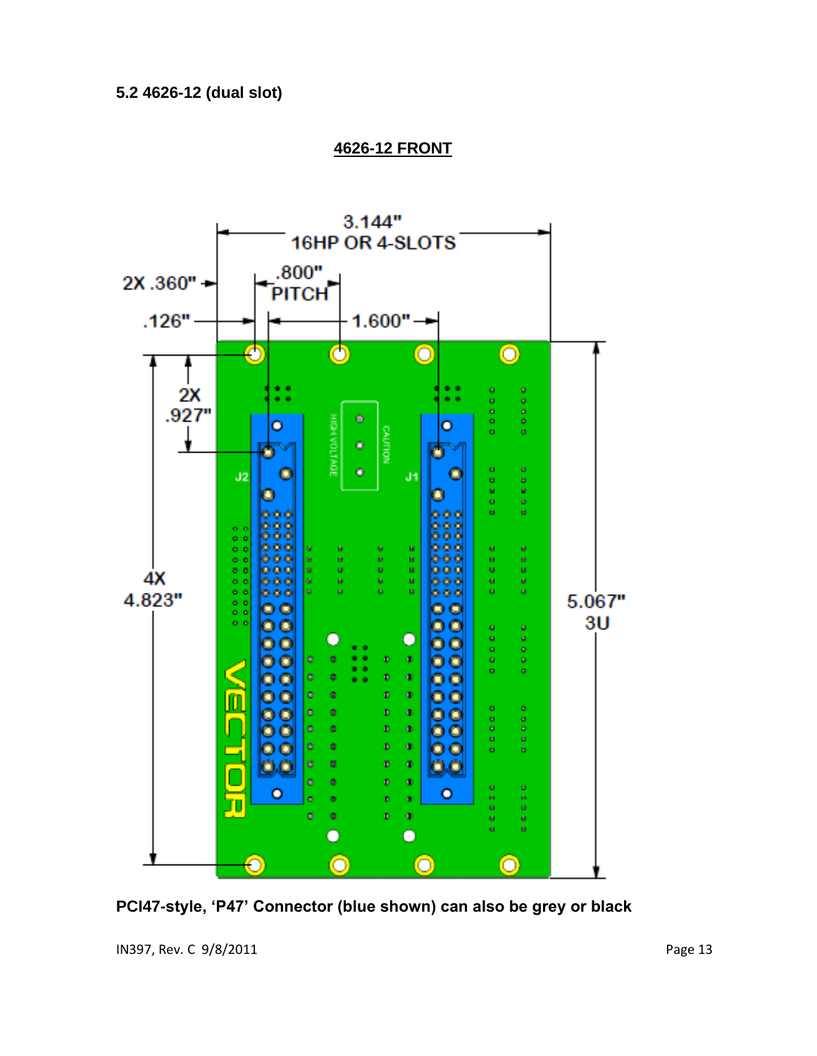### 5.2 4626-12 (dual slot)

**4626-12 FRONT**

3.144"
16HP OR 4-SLOTS

2X .360"

.800"
PITCH

.126"

1.600"

2X
.927"

4X
4.823"

5.067"
3U

J2

J1

HIGH VOLTAGE

CAUTION

VECTOR

**PCI47-style, 'P47' Connector (blue shown) can also be grey or black**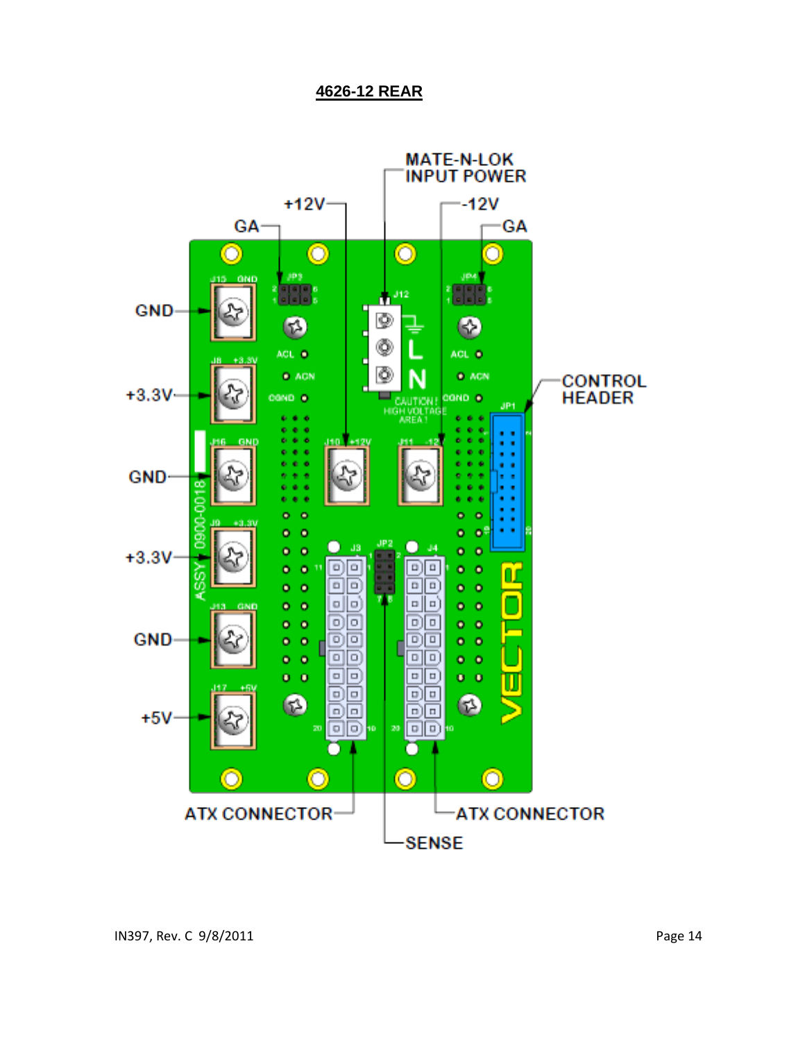**4626-12 REAR**

MATE-N-LOK INPUT POWER

+12V

-12V

GA

GA

GND

+3.3V

GND

+3.3V

GND

+5V

CONTROL HEADER

ATX CONNECTOR

ATX CONNECTOR

SENSE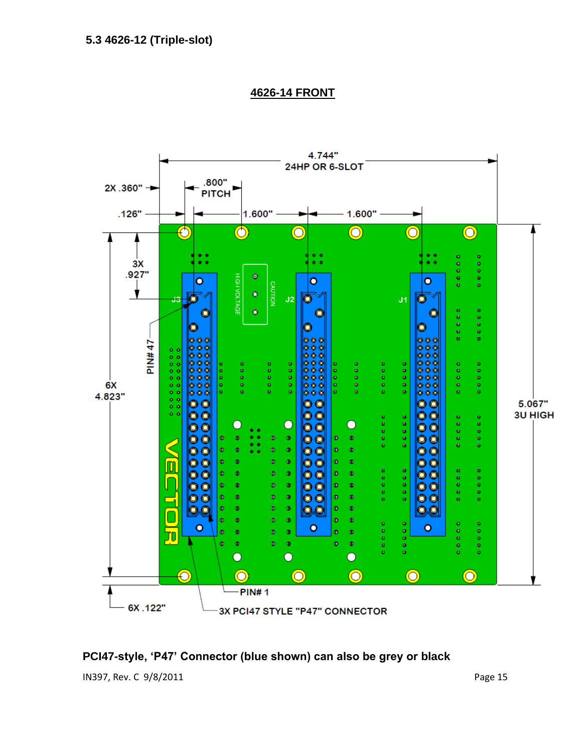### 5.3 4626-12 (Triple-slot)

**4626-14 FRONT**

4.744"
24HP OR 6-SLOT

2X .360"

.800"
PITCH

.126"

1.600"

1.600"

3X
.927"

J3

HIGH VOLTAGE

CAUTION

J2

J1

PIN# 47

6X
4.823"

5.067"
3U HIGH

VECTOR

PIN# 1

6X .122"

3X PCI47 STYLE "P47" CONNECTOR

**PCI47-style, 'P47' Connector (blue shown) can also be grey or black**

IN397, Rev. C 9/8/2011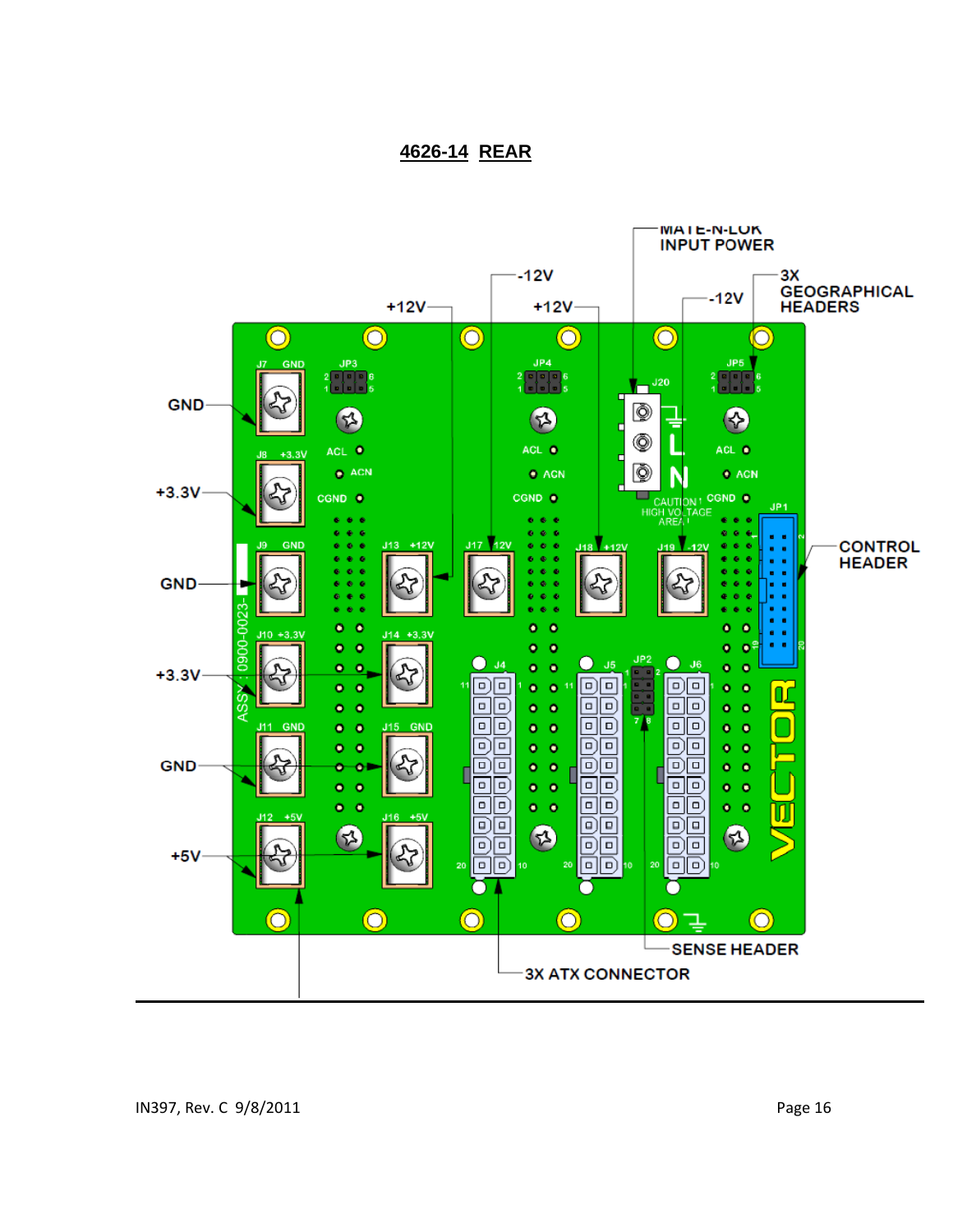**4626-14 REAR**

MATE-N-LOK INPUT POWER

-12V

3X GEOGRAPHICAL HEADERS

+12V

+12V

-12V

GND

+3.3V

GND

+3.3V

GND

+5V

CONTROL HEADER

SENSE HEADER

3X ATX CONNECTOR

J7 GND, JP3, JP4, JP5, J20, J8 +3.3V, ACL, ACN, CGND, CAUTION HIGH VOLTAGE AREA, JP1, J9 GND, J13 +12V, J17 -12V, J18 +12V, J19 -12V, J10 +3.3V, J14 +3.3V, J4, J5, JP2, J6, J11 GND, J15 GND, J12 +5V, J16 +5V, ASSY: 0900-0023-, VECTOR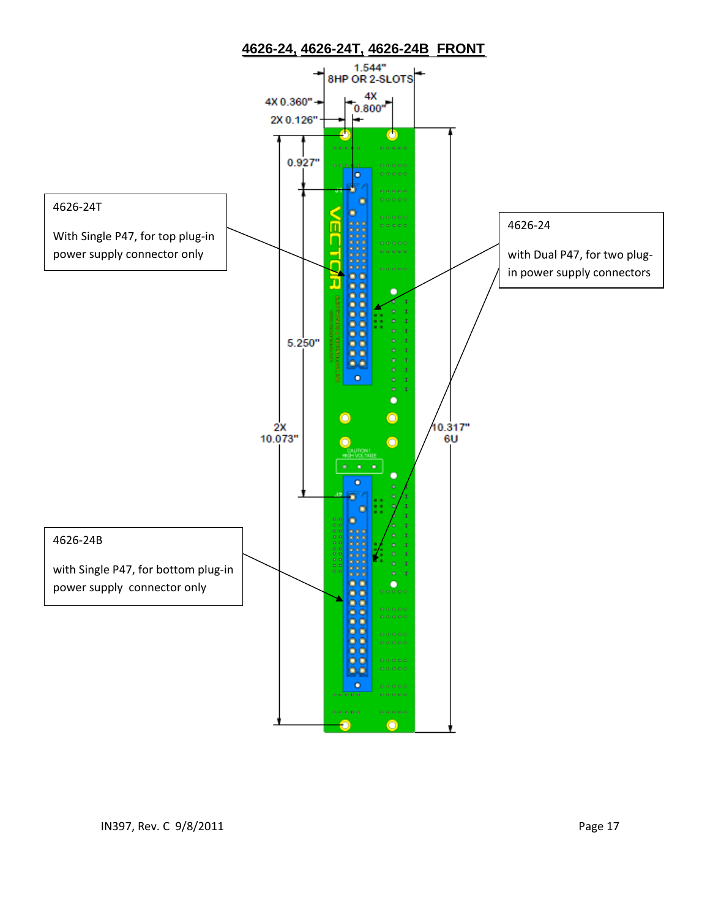## 4626-24, 4626-24T, 4626-24B FRONT

1.544"
8HP OR 2-SLOTS

4X 0.360"

4X 0.800"

2X 0.126"

0.927"

5.250"

2X 10.073"

10.317" 6U

4626-24T

With Single P47, for top plug-in power supply connector only

4626-24

with Dual P47, for two plug-in power supply connectors

4626-24B

with Single P47, for bottom plug-in power supply connector only

VECTOR

CAUTION! HIGH VOLTAGE

IN397, Rev. C 9/8/2011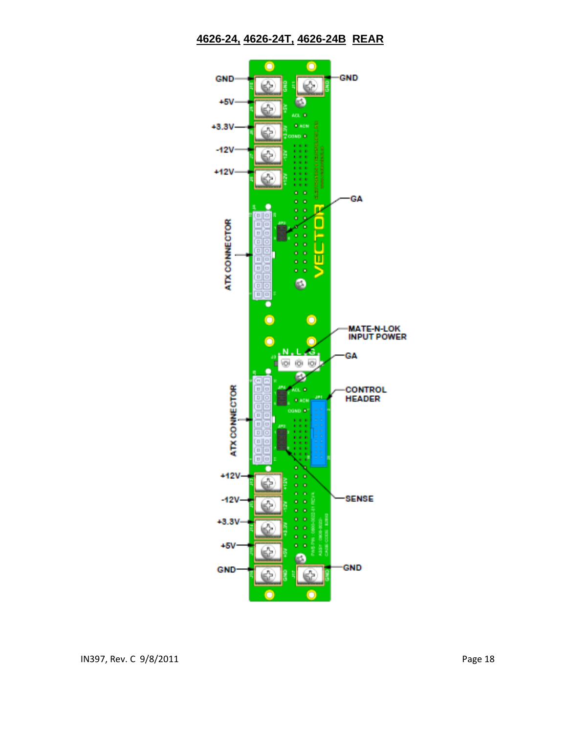**4626-24, 4626-24T, 4626-24B REAR**

GND

+5V

+3.3V

-12V

+12V

GND

GA

ATX CONNECTOR

MATE-N-LOK INPUT POWER

GA

CONTROL HEADER

ATX CONNECTOR

+12V

-12V

+3.3V

+5V

GND

SENSE

GND